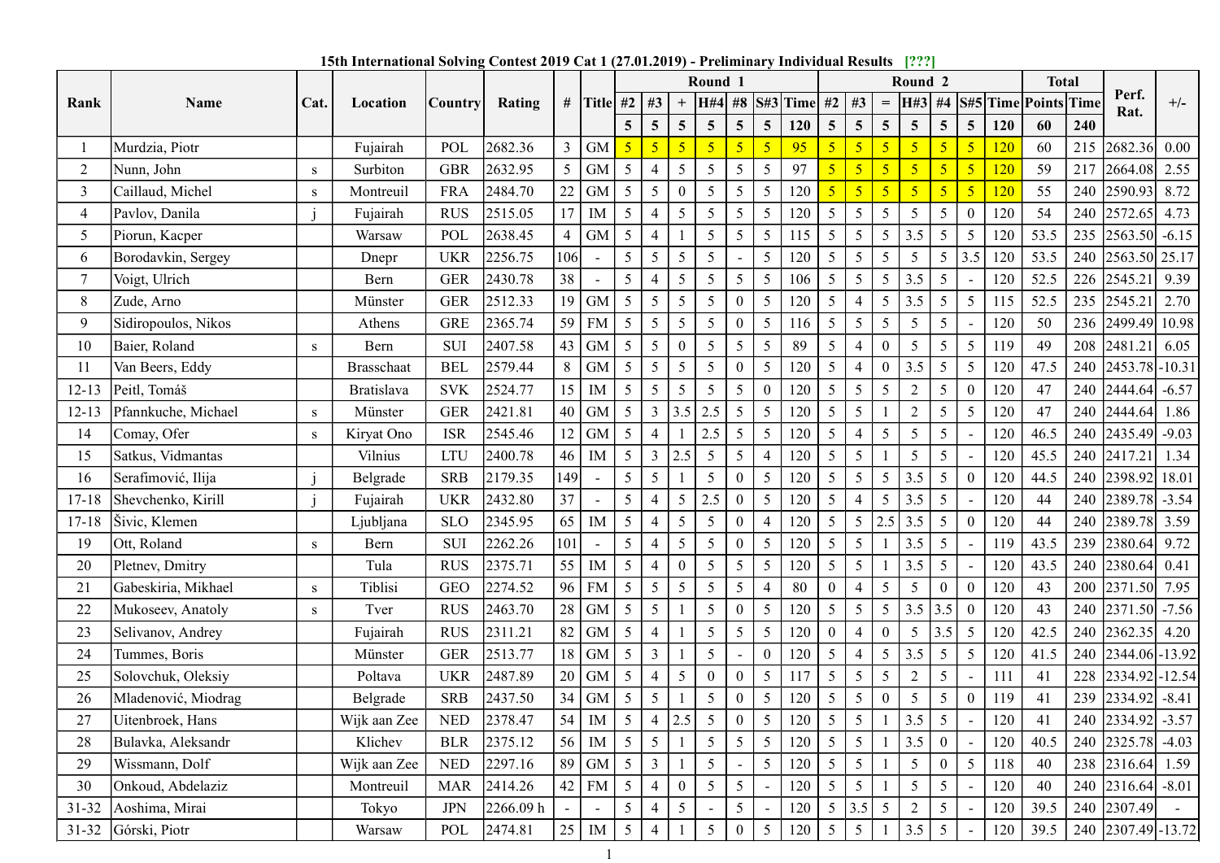**15th International Solving Contest 2019 Cat 1 (27.01.2019) - Preliminary Individual Results [???]**

| Rank | Name | Cat. | Location | Country | Rating | # | Title | Round 1 | | | | | | | Round 2 | | | | | | | Total | | Perf. Rat. | +/- |
|---|---|---|---|---|---|---|---|---|---|---|---|---|---|---|---|---|---|---|---|---|---|---|---|---|---|
| | | | | | | | | #2 | #3 | + | H#4 | #8 | S#3 | Time | #2 | #3 | = | H#3 | #4 | S#5 | Time | Points | Time | | |
| | | | | | | | | 5 | 5 | 5 | 5 | 5 | 5 | 120 | 5 | 5 | 5 | 5 | 5 | 5 | 120 | 60 | 240 | | |
| 1 | Murdzia, Piotr | | Fujairah | POL | 2682.36 | 3 | GM | 5 | 5 | 5 | 5 | 5 | 5 | 95 | 5 | 5 | 5 | 5 | 5 | 5 | 120 | 60 | 215 | 2682.36 | 0.00 |
| 2 | Nunn, John | s | Surbiton | GBR | 2632.95 | 5 | GM | 5 | 4 | 5 | 5 | 5 | 5 | 97 | 5 | 5 | 5 | 5 | 5 | 5 | 120 | 59 | 217 | 2664.08 | 2.55 |
| 3 | Caillaud, Michel | s | Montreuil | FRA | 2484.70 | 22 | GM | 5 | 5 | 0 | 5 | 5 | 5 | 120 | 5 | 5 | 5 | 5 | 5 | 5 | 120 | 55 | 240 | 2590.93 | 8.72 |
| 4 | Pavlov, Danila | j | Fujairah | RUS | 2515.05 | 17 | IM | 5 | 4 | 5 | 5 | 5 | 5 | 120 | 5 | 5 | 5 | 5 | 5 | 0 | 120 | 54 | 240 | 2572.65 | 4.73 |
| 5 | Piorun, Kacper | | Warsaw | POL | 2638.45 | 4 | GM | 5 | 4 | 1 | 5 | 5 | 5 | 115 | 5 | 5 | 5 | 3.5 | 5 | 5 | 120 | 53.5 | 235 | 2563.50 | -6.15 |
| 6 | Borodavkin, Sergey | | Dnepr | UKR | 2256.75 | 106 | - | 5 | 5 | 5 | 5 | - | 5 | 120 | 5 | 5 | 5 | 5 | 5 | 3.5 | 120 | 53.5 | 240 | 2563.50 | 25.17 |
| 7 | Voigt, Ulrich | | Bern | GER | 2430.78 | 38 | - | 5 | 4 | 5 | 5 | 5 | 5 | 106 | 5 | 5 | 5 | 3.5 | 5 | - | 120 | 52.5 | 226 | 2545.21 | 9.39 |
| 8 | Zude, Arno | | Münster | GER | 2512.33 | 19 | GM | 5 | 5 | 5 | 5 | 0 | 5 | 120 | 5 | 4 | 5 | 3.5 | 5 | 5 | 115 | 52.5 | 235 | 2545.21 | 2.70 |
| 9 | Sidiropoulos, Nikos | | Athens | GRE | 2365.74 | 59 | FM | 5 | 5 | 5 | 5 | 0 | 5 | 116 | 5 | 5 | 5 | 5 | 5 | - | 120 | 50 | 236 | 2499.49 | 10.98 |
| 10 | Baier, Roland | s | Bern | SUI | 2407.58 | 43 | GM | 5 | 5 | 0 | 5 | 5 | 5 | 89 | 5 | 4 | 0 | 5 | 5 | 5 | 119 | 49 | 208 | 2481.21 | 6.05 |
| 11 | Van Beers, Eddy | | Brasschaat | BEL | 2579.44 | 8 | GM | 5 | 5 | 5 | 5 | 0 | 5 | 120 | 5 | 4 | 0 | 3.5 | 5 | 5 | 120 | 47.5 | 240 | 2453.78 | -10.31 |
| 12-13 | Peitl, Tomáš | | Bratislava | SVK | 2524.77 | 15 | IM | 5 | 5 | 5 | 5 | 5 | 0 | 120 | 5 | 5 | 5 | 2 | 5 | 0 | 120 | 47 | 240 | 2444.64 | -6.57 |
| 12-13 | Pfannkuche, Michael | s | Münster | GER | 2421.81 | 40 | GM | 5 | 3 | 3.5 | 2.5 | 5 | 5 | 120 | 5 | 5 | 1 | 2 | 5 | 5 | 120 | 47 | 240 | 2444.64 | 1.86 |
| 14 | Comay, Ofer | s | Kiryat Ono | ISR | 2545.46 | 12 | GM | 5 | 4 | 1 | 2.5 | 5 | 5 | 120 | 5 | 4 | 5 | 5 | 5 | - | 120 | 46.5 | 240 | 2435.49 | -9.03 |
| 15 | Satkus, Vidmantas | | Vilnius | LTU | 2400.78 | 46 | IM | 5 | 3 | 2.5 | 5 | 5 | 4 | 120 | 5 | 5 | 1 | 5 | 5 | - | 120 | 45.5 | 240 | 2417.21 | 1.34 |
| 16 | Serafimović, Ilija | j | Belgrade | SRB | 2179.35 | 149 | - | 5 | 5 | 1 | 5 | 0 | 5 | 120 | 5 | 5 | 5 | 3.5 | 5 | 0 | 120 | 44.5 | 240 | 2398.92 | 18.01 |
| 17-18 | Shevchenko, Kirill | j | Fujairah | UKR | 2432.80 | 37 | - | 5 | 4 | 5 | 2.5 | 0 | 5 | 120 | 5 | 4 | 5 | 3.5 | 5 | - | 120 | 44 | 240 | 2389.78 | -3.54 |
| 17-18 | Šivic, Klemen | | Ljubljana | SLO | 2345.95 | 65 | IM | 5 | 4 | 5 | 5 | 0 | 4 | 120 | 5 | 5 | 2.5 | 3.5 | 5 | 0 | 120 | 44 | 240 | 2389.78 | 3.59 |
| 19 | Ott, Roland | s | Bern | SUI | 2262.26 | 101 | - | 5 | 4 | 5 | 5 | 0 | 5 | 120 | 5 | 5 | 1 | 3.5 | 5 | - | 119 | 43.5 | 239 | 2380.64 | 9.72 |
| 20 | Pletnev, Dmitry | | Tula | RUS | 2375.71 | 55 | IM | 5 | 4 | 0 | 5 | 5 | 5 | 120 | 5 | 5 | 1 | 3.5 | 5 | - | 120 | 43.5 | 240 | 2380.64 | 0.41 |
| 21 | Gabeskiria, Mikhael | s | Tiblisi | GEO | 2274.52 | 96 | FM | 5 | 5 | 5 | 5 | 5 | 4 | 80 | 0 | 4 | 5 | 5 | 0 | 0 | 120 | 43 | 200 | 2371.50 | 7.95 |
| 22 | Mukoseev, Anatoly | s | Tver | RUS | 2463.70 | 28 | GM | 5 | 5 | 1 | 5 | 0 | 5 | 120 | 5 | 5 | 5 | 3.5 | 3.5 | 0 | 120 | 43 | 240 | 2371.50 | -7.56 |
| 23 | Selivanov, Andrey | | Fujairah | RUS | 2311.21 | 82 | GM | 5 | 4 | 1 | 5 | 5 | 5 | 120 | 0 | 4 | 0 | 5 | 3.5 | 5 | 120 | 42.5 | 240 | 2362.35 | 4.20 |
| 24 | Tummes, Boris | | Münster | GER | 2513.77 | 18 | GM | 5 | 3 | 1 | 5 | - | 0 | 120 | 5 | 4 | 5 | 3.5 | 5 | 5 | 120 | 41.5 | 240 | 2344.06 | -13.92 |
| 25 | Solovchuk, Oleksiy | | Poltava | UKR | 2487.89 | 20 | GM | 5 | 4 | 5 | 0 | 0 | 5 | 117 | 5 | 5 | 5 | 2 | 5 | - | 111 | 41 | 228 | 2334.92 | -12.54 |
| 26 | Mladenović, Miodrag | | Belgrade | SRB | 2437.50 | 34 | GM | 5 | 5 | 1 | 5 | 0 | 5 | 120 | 5 | 5 | 0 | 5 | 5 | 0 | 119 | 41 | 239 | 2334.92 | -8.41 |
| 27 | Uitenbroek, Hans | | Wijk aan Zee | NED | 2378.47 | 54 | IM | 5 | 4 | 2.5 | 5 | 0 | 5 | 120 | 5 | 5 | 1 | 3.5 | 5 | - | 120 | 41 | 240 | 2334.92 | -3.57 |
| 28 | Bulavka, Aleksandr | | Klichev | BLR | 2375.12 | 56 | IM | 5 | 5 | 1 | 5 | 5 | 5 | 120 | 5 | 5 | 1 | 3.5 | 0 | - | 120 | 40.5 | 240 | 2325.78 | -4.03 |
| 29 | Wissmann, Dolf | | Wijk aan Zee | NED | 2297.16 | 89 | GM | 5 | 3 | 1 | 5 | - | 5 | 120 | 5 | 5 | 1 | 5 | 0 | 5 | 118 | 40 | 238 | 2316.64 | 1.59 |
| 30 | Onkoud, Abdelaziz | | Montreuil | MAR | 2414.26 | 42 | FM | 5 | 4 | 0 | 5 | 5 | - | 120 | 5 | 5 | 1 | 5 | 5 | - | 120 | 40 | 240 | 2316.64 | -8.01 |
| 31-32 | Aoshima, Mirai | | Tokyo | JPN | 2266.09 h | - | - | 5 | 4 | 5 | - | 5 | - | 120 | 5 | 3.5 | 5 | 2 | 5 | - | 120 | 39.5 | 240 | 2307.49 | - |
| 31-32 | Górski, Piotr | | Warsaw | POL | 2474.81 | 25 | IM | 5 | 4 | 1 | 5 | 0 | 5 | 120 | 5 | 5 | 1 | 3.5 | 5 | - | 120 | 39.5 | 240 | 2307.49 | -13.72 |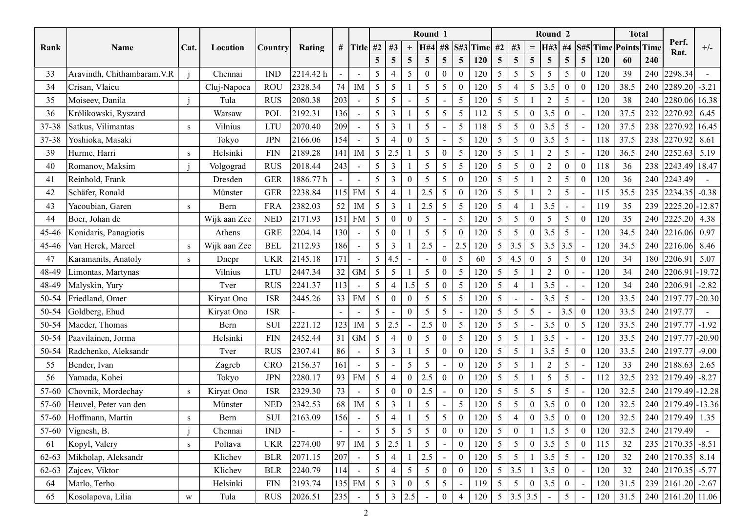| Rank | Name | Cat. | Location | Country | Rating | # | Title | Round 1 | | | | | | | Round 2 | | | | | | | Total | | Perf. Rat. | +/- |
|---|---|---|---|---|---|---|---|---|---|---|---|---|---|---|---|---|---|---|---|---|---|---|---|---|---|
| | | | | | | | | #2 | #3 | + | H#4 | #8 | S#3 | Time | #2 | #3 | = | H#3 | #4 | S#5 | Time | Points | Time | | |
| | | | | | | | | 5 | 5 | 5 | 5 | 5 | 5 | 120 | 5 | 5 | 5 | 5 | 5 | 5 | 120 | 60 | 240 | | |
| 33 | Aravindh, Chithambaram.V.R | j | Chennai | IND | 2214.42 h | - | - | 5 | 4 | 5 | 0 | 0 | 0 | 120 | 5 | 5 | 5 | 5 | 5 | 0 | 120 | 39 | 240 | 2298.34 | - |
| 34 | Crisan, Vlaicu | | Cluj-Napoca | ROU | 2328.34 | 74 | IM | 5 | 5 | 1 | 5 | 5 | 0 | 120 | 5 | 4 | 5 | 3.5 | 0 | 0 | 120 | 38.5 | 240 | 2289.20 | -3.21 |
| 35 | Moiseev, Danila | j | Tula | RUS | 2080.38 | 203 | - | 5 | 5 | - | 5 | - | 5 | 120 | 5 | 5 | 1 | 2 | 5 | - | 120 | 38 | 240 | 2280.06 | 16.38 |
| 36 | Królikowski, Ryszard | | Warsaw | POL | 2192.31 | 136 | - | 5 | 3 | 1 | 5 | 5 | 5 | 112 | 5 | 5 | 0 | 3.5 | 0 | - | 120 | 37.5 | 232 | 2270.92 | 6.45 |
| 37-38 | Satkus, Vilimantas | s | Vilnius | LTU | 2070.40 | 209 | - | 5 | 3 | 1 | 5 | - | 5 | 118 | 5 | 5 | 0 | 3.5 | 5 | - | 120 | 37.5 | 238 | 2270.92 | 16.45 |
| 37-38 | Yoshioka, Masaki | | Tokyo | JPN | 2166.06 | 154 | - | 5 | 4 | 0 | 5 | - | 5 | 120 | 5 | 5 | 0 | 3.5 | 5 | - | 118 | 37.5 | 238 | 2270.92 | 8.61 |
| 39 | Hurme, Harri | s | Helsinki | FIN | 2189.28 | 141 | IM | 5 | 2.5 | 1 | 5 | 0 | 5 | 120 | 5 | 5 | 1 | 2 | 5 | - | 120 | 36.5 | 240 | 2252.63 | 5.19 |
| 40 | Romanov, Maksim | j | Volgograd | RUS | 2018.44 | 243 | - | 5 | 3 | 1 | 5 | 5 | 5 | 120 | 5 | 5 | 0 | 2 | 0 | 0 | 118 | 36 | 238 | 2243.49 | 18.47 |
| 41 | Reinhold, Frank | | Dresden | GER | 1886.77 h | - | - | 5 | 3 | 0 | 5 | 5 | 0 | 120 | 5 | 5 | 1 | 2 | 5 | 0 | 120 | 36 | 240 | 2243.49 | - |
| 42 | Schäfer, Ronald | | Münster | GER | 2238.84 | 115 | FM | 5 | 4 | 1 | 2.5 | 5 | 0 | 120 | 5 | 5 | 1 | 2 | 5 | - | 115 | 35.5 | 235 | 2234.35 | -0.38 |
| 43 | Yacoubian, Garen | s | Bern | FRA | 2382.03 | 52 | IM | 5 | 3 | 1 | 2.5 | 5 | 5 | 120 | 5 | 4 | 1 | 3.5 | - | - | 119 | 35 | 239 | 2225.20 | -12.87 |
| 44 | Boer, Johan de | | Wijk aan Zee | NED | 2171.93 | 151 | FM | 5 | 0 | 0 | 5 | - | 5 | 120 | 5 | 5 | 0 | 5 | 5 | 0 | 120 | 35 | 240 | 2225.20 | 4.38 |
| 45-46 | Konidaris, Panagiotis | | Athens | GRE | 2204.14 | 130 | - | 5 | 0 | 1 | 5 | 5 | 0 | 120 | 5 | 5 | 0 | 3.5 | 5 | - | 120 | 34.5 | 240 | 2216.06 | 0.97 |
| 45-46 | Van Herck, Marcel | s | Wijk aan Zee | BEL | 2112.93 | 186 | - | 5 | 3 | 1 | 2.5 | - | 2.5 | 120 | 5 | 3.5 | 5 | 3.5 | 3.5 | - | 120 | 34.5 | 240 | 2216.06 | 8.46 |
| 47 | Karamanits, Anatoly | s | Dnepr | UKR | 2145.18 | 171 | - | 5 | 4.5 | - | - | 0 | 5 | 60 | 5 | 4.5 | 0 | 5 | 5 | 0 | 120 | 34 | 180 | 2206.91 | 5.07 |
| 48-49 | Limontas, Martynas | | Vilnius | LTU | 2447.34 | 32 | GM | 5 | 5 | 1 | 5 | 0 | 5 | 120 | 5 | 5 | 1 | 2 | 0 | - | 120 | 34 | 240 | 2206.91 | -19.72 |
| 48-49 | Malyskin, Yury | | Tver | RUS | 2241.37 | 113 | - | 5 | 4 | 1.5 | 5 | 0 | 5 | 120 | 5 | 4 | 1 | 3.5 | - | - | 120 | 34 | 240 | 2206.91 | -2.82 |
| 50-54 | Friedland, Omer | | Kiryat Ono | ISR | 2445.26 | 33 | FM | 5 | 0 | 0 | 5 | 5 | 5 | 120 | 5 | - | - | 3.5 | 5 | - | 120 | 33.5 | 240 | 2197.77 | -20.30 |
| 50-54 | Goldberg, Ehud | | Kiryat Ono | ISR | - | - | - | 5 | - | 0 | 5 | 5 | - | 120 | 5 | 5 | 5 | - | 3.5 | 0 | 120 | 33.5 | 240 | 2197.77 | - |
| 50-54 | Maeder, Thomas | | Bern | SUI | 2221.12 | 123 | IM | 5 | 2.5 | - | 2.5 | 0 | 5 | 120 | 5 | 5 | - | 3.5 | 0 | 5 | 120 | 33.5 | 240 | 2197.77 | -1.92 |
| 50-54 | Paavilainen, Jorma | | Helsinki | FIN | 2452.44 | 31 | GM | 5 | 4 | 0 | 5 | 0 | 5 | 120 | 5 | 5 | 1 | 3.5 | - | - | 120 | 33.5 | 240 | 2197.77 | -20.90 |
| 50-54 | Radchenko, Aleksandr | | Tver | RUS | 2307.41 | 86 | - | 5 | 3 | 1 | 5 | 0 | 0 | 120 | 5 | 5 | 1 | 3.5 | 5 | 0 | 120 | 33.5 | 240 | 2197.77 | -9.00 |
| 55 | Bender, Ivan | | Zagreb | CRO | 2156.37 | 161 | - | 5 | - | 5 | 5 | - | 0 | 120 | 5 | 5 | 1 | 2 | 5 | - | 120 | 33 | 240 | 2188.63 | 2.65 |
| 56 | Yamada, Kohei | | Tokyo | JPN | 2280.17 | 93 | FM | 5 | 4 | 0 | 2.5 | 0 | 0 | 120 | 5 | 5 | 1 | 5 | 5 | - | 112 | 32.5 | 232 | 2179.49 | -8.27 |
| 57-60 | Chovnik, Mordechay | s | Kiryat Ono | ISR | 2329.30 | 73 | - | 5 | 0 | 0 | 2.5 | - | 0 | 120 | 5 | 5 | 5 | 5 | 5 | - | 120 | 32.5 | 240 | 2179.49 | -12.28 |
| 57-60 | Heuvel, Peter van den | | Münster | NED | 2342.53 | 68 | IM | 5 | 3 | 1 | 5 | - | 5 | 120 | 5 | 5 | 0 | 3.5 | 0 | 0 | 120 | 32.5 | 240 | 2179.49 | -13.36 |
| 57-60 | Hoffmann, Martin | s | Bern | SUI | 2163.09 | 156 | - | 5 | 4 | 1 | 5 | 5 | 0 | 120 | 5 | 4 | 0 | 3.5 | 0 | 0 | 120 | 32.5 | 240 | 2179.49 | 1.35 |
| 57-60 | Vignesh, B. | j | Chennai | IND | - | - | - | 5 | 5 | 5 | 5 | 0 | 0 | 120 | 5 | 0 | 1 | 1.5 | 5 | 0 | 120 | 32.5 | 240 | 2179.49 | - |
| 61 | Kopyl, Valery | s | Poltava | UKR | 2274.00 | 97 | IM | 5 | 2.5 | 1 | 5 | - | 0 | 120 | 5 | 5 | 0 | 3.5 | 5 | 0 | 115 | 32 | 235 | 2170.35 | -8.51 |
| 62-63 | Mikholap, Aleksandr | | Klichev | BLR | 2071.15 | 207 | - | 5 | 4 | 1 | 2.5 | - | 0 | 120 | 5 | 5 | 1 | 3.5 | 5 | - | 120 | 32 | 240 | 2170.35 | 8.14 |
| 62-63 | Zajcev, Viktor | | Klichev | BLR | 2240.79 | 114 | - | 5 | 4 | 5 | 5 | 0 | 0 | 120 | 5 | 3.5 | 1 | 3.5 | 0 | - | 120 | 32 | 240 | 2170.35 | -5.77 |
| 64 | Marlo, Terho | | Helsinki | FIN | 2193.74 | 135 | FM | 5 | 3 | 0 | 5 | 5 | - | 119 | 5 | 5 | 0 | 3.5 | 0 | - | 120 | 31.5 | 239 | 2161.20 | -2.67 |
| 65 | Kosolapova, Lilia | w | Tula | RUS | 2026.51 | 235 | - | 5 | 3 | 2.5 | - | 0 | 4 | 120 | 5 | 3.5 | 3.5 | - | 5 | - | 120 | 31.5 | 240 | 2161.20 | 11.06 |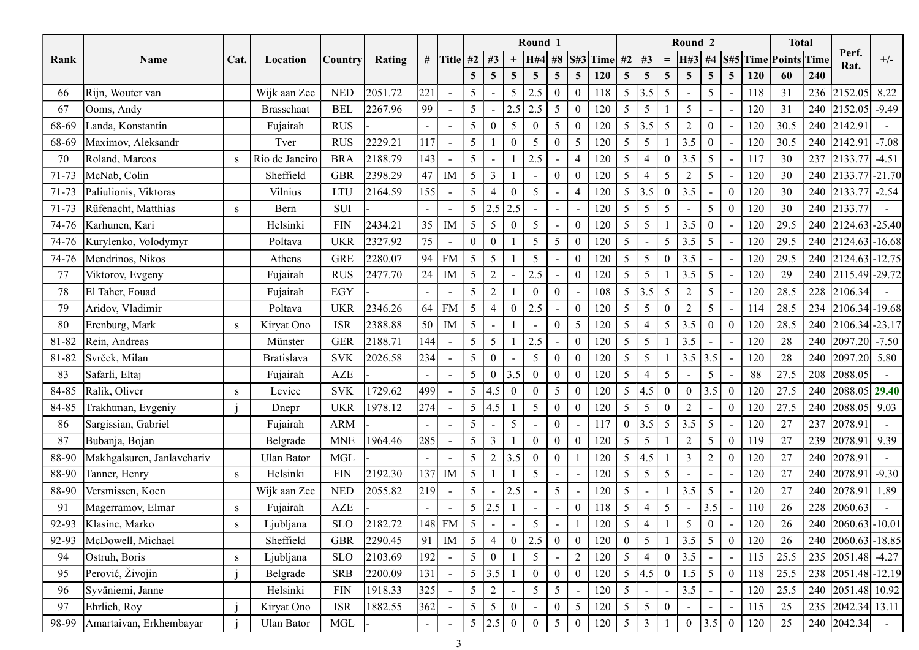| Rank | Name | Cat. | Location | Country | Rating | # | Title | Round 1 | | | | | | | Round 2 | | | | | | | Total | | Perf. Rat. | +/- |
|---|---|---|---|---|---|---|---|---|---|---|---|---|---|---|---|---|---|---|---|---|---|---|---|---|---|
| | | | | | | | | #2 | #3 | + | H#4 | #8 | S#3 | Time | #2 | #3 | = | H#3 | #4 | S#5 | Time | Points | Time | | |
| | | | | | | | | 5 | 5 | 5 | 5 | 5 | 5 | 120 | 5 | 5 | 5 | 5 | 5 | 5 | 120 | 60 | 240 | | |
| 66 | Rijn, Wouter van | | Wijk aan Zee | NED | 2051.72 | 221 | - | 5 | - | 5 | 2.5 | 0 | 0 | 118 | 5 | 3.5 | 5 | - | 5 | - | 118 | 31 | 236 | 2152.05 | 8.22 |
| 67 | Ooms, Andy | | Brasschaat | BEL | 2267.96 | 99 | - | 5 | - | 2.5 | 2.5 | 5 | 0 | 120 | 5 | 5 | 1 | 5 | - | - | 120 | 31 | 240 | 2152.05 | -9.49 |
| 68-69 | Landa, Konstantin | | Fujairah | RUS | - | - | - | 5 | 0 | 5 | 0 | 5 | 0 | 120 | 5 | 3.5 | 5 | 2 | 0 | - | 120 | 30.5 | 240 | 2142.91 | - |
| 68-69 | Maximov, Aleksandr | | Tver | RUS | 2229.21 | 117 | - | 5 | 1 | 0 | 5 | 0 | 5 | 120 | 5 | 5 | 1 | 3.5 | 0 | - | 120 | 30.5 | 240 | 2142.91 | -7.08 |
| 70 | Roland, Marcos | s | Rio de Janeiro | BRA | 2188.79 | 143 | - | 5 | - | 1 | 2.5 | - | 4 | 120 | 5 | 4 | 0 | 3.5 | 5 | - | 117 | 30 | 237 | 2133.77 | -4.51 |
| 71-73 | McNab, Colin | | Sheffield | GBR | 2398.29 | 47 | IM | 5 | 3 | 1 | - | 0 | 0 | 120 | 5 | 4 | 5 | 2 | 5 | - | 120 | 30 | 240 | 2133.77 | -21.70 |
| 71-73 | Paliulionis, Viktoras | | Vilnius | LTU | 2164.59 | 155 | - | 5 | 4 | 0 | 5 | - | 4 | 120 | 5 | 3.5 | 0 | 3.5 | - | 0 | 120 | 30 | 240 | 2133.77 | -2.54 |
| 71-73 | Rüfenacht, Matthias | s | Bern | SUI | - | - | - | 5 | 2.5 | 2.5 | - | - | - | 120 | 5 | 5 | 5 | - | 5 | 0 | 120 | 30 | 240 | 2133.77 | - |
| 74-76 | Karhunen, Kari | | Helsinki | FIN | 2434.21 | 35 | IM | 5 | 5 | 0 | 5 | - | 0 | 120 | 5 | 5 | 1 | 3.5 | 0 | - | 120 | 29.5 | 240 | 2124.63 | -25.40 |
| 74-76 | Kurylenko, Volodymyr | | Poltava | UKR | 2327.92 | 75 | - | 0 | 0 | 1 | 5 | 5 | 0 | 120 | 5 | - | 5 | 3.5 | 5 | - | 120 | 29.5 | 240 | 2124.63 | -16.68 |
| 74-76 | Mendrinos, Nikos | | Athens | GRE | 2280.07 | 94 | FM | 5 | 5 | 1 | 5 | - | 0 | 120 | 5 | 5 | 0 | 3.5 | - | - | 120 | 29.5 | 240 | 2124.63 | -12.75 |
| 77 | Viktorov, Evgeny | | Fujairah | RUS | 2477.70 | 24 | IM | 5 | 2 | - | 2.5 | - | 0 | 120 | 5 | 5 | 1 | 3.5 | 5 | - | 120 | 29 | 240 | 2115.49 | -29.72 |
| 78 | El Taher, Fouad | | Fujairah | EGY | - | - | - | 5 | 2 | 1 | 0 | 0 | - | 108 | 5 | 3.5 | 5 | 2 | 5 | - | 120 | 28.5 | 228 | 2106.34 | - |
| 79 | Aridov, Vladimir | | Poltava | UKR | 2346.26 | 64 | FM | 5 | 4 | 0 | 2.5 | - | 0 | 120 | 5 | 5 | 0 | 2 | 5 | - | 114 | 28.5 | 234 | 2106.34 | -19.68 |
| 80 | Erenburg, Mark | s | Kiryat Ono | ISR | 2388.88 | 50 | IM | 5 | - | 1 | - | 0 | 5 | 120 | 5 | 4 | 5 | 3.5 | 0 | 0 | 120 | 28.5 | 240 | 2106.34 | -23.17 |
| 81-82 | Rein, Andreas | | Münster | GER | 2188.71 | 144 | - | 5 | 5 | 1 | 2.5 | - | 0 | 120 | 5 | 5 | 1 | 3.5 | - | - | 120 | 28 | 240 | 2097.20 | -7.50 |
| 81-82 | Svrček, Milan | | Bratislava | SVK | 2026.58 | 234 | - | 5 | 0 | - | 5 | 0 | 0 | 120 | 5 | 5 | 1 | 3.5 | 3.5 | - | 120 | 28 | 240 | 2097.20 | 5.80 |
| 83 | Safarli, Eltaj | | Fujairah | AZE | - | - | - | 5 | 0 | 3.5 | 0 | 0 | 0 | 120 | 5 | 4 | 5 | - | 5 | - | 88 | 27.5 | 208 | 2088.05 | - |
| 84-85 | Ralik, Oliver | s | Levice | SVK | 1729.62 | 499 | - | 5 | 4.5 | 0 | 0 | 5 | 0 | 120 | 5 | 4.5 | 0 | 0 | 3.5 | 0 | 120 | 27.5 | 240 | 2088.05 | **29.40** |
| 84-85 | Trakhtman, Evgeniy | j | Dnepr | UKR | 1978.12 | 274 | - | 5 | 4.5 | 1 | 5 | 0 | 0 | 120 | 5 | 5 | 0 | 2 | - | 0 | 120 | 27.5 | 240 | 2088.05 | 9.03 |
| 86 | Sargissian, Gabriel | | Fujairah | ARM | - | - | - | 5 | - | 5 | - | 0 | - | 117 | 0 | 3.5 | 5 | 3.5 | 5 | - | 120 | 27 | 237 | 2078.91 | - |
| 87 | Bubanja, Bojan | | Belgrade | MNE | 1964.46 | 285 | - | 5 | 3 | 1 | 0 | 0 | 0 | 120 | 5 | 5 | 1 | 2 | 5 | 0 | 119 | 27 | 239 | 2078.91 | 9.39 |
| 88-90 | Makhgalsuren, Janlavchariv | | Ulan Bator | MGL | - | - | - | 5 | 2 | 3.5 | 0 | 0 | 1 | 120 | 5 | 4.5 | 1 | 3 | 2 | 0 | 120 | 27 | 240 | 2078.91 | - |
| 88-90 | Tanner, Henry | s | Helsinki | FIN | 2192.30 | 137 | IM | 5 | 1 | 1 | 5 | - | - | 120 | 5 | 5 | 5 | - | - | - | 120 | 27 | 240 | 2078.91 | -9.30 |
| 88-90 | Versmissen, Koen | | Wijk aan Zee | NED | 2055.82 | 219 | - | 5 | - | 2.5 | - | 5 | - | 120 | 5 | - | 1 | 3.5 | 5 | - | 120 | 27 | 240 | 2078.91 | 1.89 |
| 91 | Magerramov, Elmar | s | Fujairah | AZE | - | - | - | 5 | 2.5 | 1 | - | - | 0 | 118 | 5 | 4 | 5 | - | 3.5 | - | 110 | 26 | 228 | 2060.63 | - |
| 92-93 | Klasinc, Marko | s | Ljubljana | SLO | 2182.72 | 148 | FM | 5 | - | - | 5 | - | 1 | 120 | 5 | 4 | 1 | 5 | 0 | - | 120 | 26 | 240 | 2060.63 | -10.01 |
| 92-93 | McDowell, Michael | | Sheffield | GBR | 2290.45 | 91 | IM | 5 | 4 | 0 | 2.5 | 0 | 0 | 120 | 0 | 5 | 1 | 3.5 | 5 | 0 | 120 | 26 | 240 | 2060.63 | -18.85 |
| 94 | Ostruh, Boris | s | Ljubljana | SLO | 2103.69 | 192 | - | 5 | 0 | 1 | 5 | - | 2 | 120 | 5 | 4 | 0 | 3.5 | - | - | 115 | 25.5 | 235 | 2051.48 | -4.27 |
| 95 | Perović, Živojin | j | Belgrade | SRB | 2200.09 | 131 | - | 5 | 3.5 | 1 | 0 | 0 | 0 | 120 | 5 | 4.5 | 0 | 1.5 | 5 | 0 | 118 | 25.5 | 238 | 2051.48 | -12.19 |
| 96 | Syväniemi, Janne | | Helsinki | FIN | 1918.33 | 325 | - | 5 | 2 | - | 5 | 5 | - | 120 | 5 | - | - | 3.5 | - | - | 120 | 25.5 | 240 | 2051.48 | 10.92 |
| 97 | Ehrlich, Roy | j | Kiryat Ono | ISR | 1882.55 | 362 | - | 5 | 5 | 0 | - | 0 | 5 | 120 | 5 | 5 | 0 | - | - | - | 115 | 25 | 235 | 2042.34 | 13.11 |
| 98-99 | Amartaivan, Erkhembayar | j | Ulan Bator | MGL | - | - | - | 5 | 2.5 | 0 | 0 | 5 | 0 | 120 | 5 | 3 | 1 | 0 | 3.5 | 0 | 120 | 25 | 240 | 2042.34 | - |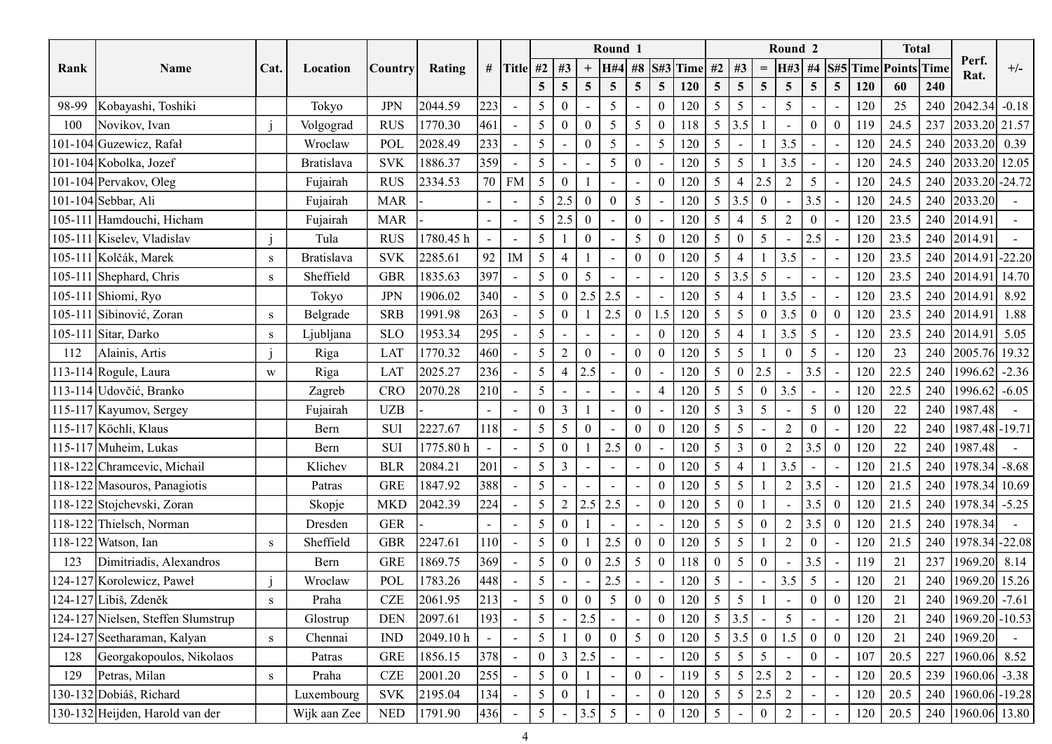| Rank | Name | Cat. | Location | Country | Rating | # | Title | Round 1 | | | | | | | Round 2 | | | | | | | Total | | Perf. Rat. | +/- |
|---|---|---|---|---|---|---|---|---|---|---|---|---|---|---|---|---|---|---|---|---|---|---|---|---|---|
| | | | | | | | | #2 | #3 | + | H#4 | #8 | S#3 | Time | #2 | #3 | = | H#3 | #4 | S#5 | Time | Points | Time | | |
| | | | | | | | | 5 | 5 | 5 | 5 | 5 | 5 | 120 | 5 | 5 | 5 | 5 | 5 | 5 | 120 | 60 | 240 | | |
| 98-99 | Kobayashi, Toshiki | | Tokyo | JPN | 2044.59 | 223 | - | 5 | 0 | - | 5 | - | 0 | 120 | 5 | 5 | - | 5 | - | - | 120 | 25 | 240 | 2042.34 | -0.18 |
| 100 | Novikov, Ivan | j | Volgograd | RUS | 1770.30 | 461 | - | 5 | 0 | 0 | 5 | 5 | 0 | 118 | 5 | 3.5 | 1 | - | 0 | 0 | 119 | 24.5 | 237 | 2033.20 | 21.57 |
| 101-104 | Guzewicz, Rafał | | Wroclaw | POL | 2028.49 | 233 | - | 5 | - | 0 | 5 | - | 5 | 120 | 5 | - | 1 | 3.5 | - | - | 120 | 24.5 | 240 | 2033.20 | 0.39 |
| 101-104 | Kobolka, Jozef | | Bratislava | SVK | 1886.37 | 359 | - | 5 | - | - | 5 | 0 | - | 120 | 5 | 5 | 1 | 3.5 | - | - | 120 | 24.5 | 240 | 2033.20 | 12.05 |
| 101-104 | Pervakov, Oleg | | Fujairah | RUS | 2334.53 | 70 | FM | 5 | 0 | 1 | - | - | 0 | 120 | 5 | 4 | 2.5 | 2 | 5 | - | 120 | 24.5 | 240 | 2033.20 | -24.72 |
| 101-104 | Sebbar, Ali | | Fujairah | MAR | - | - | - | 5 | 2.5 | 0 | 0 | 5 | - | 120 | 5 | 3.5 | 0 | - | 3.5 | - | 120 | 24.5 | 240 | 2033.20 | - |
| 105-111 | Hamdouchi, Hicham | | Fujairah | MAR | - | - | - | 5 | 2.5 | 0 | - | 0 | - | 120 | 5 | 4 | 5 | 2 | 0 | - | 120 | 23.5 | 240 | 2014.91 | - |
| 105-111 | Kiselev, Vladislav | j | Tula | RUS | 1780.45 h | - | - | 5 | 1 | 0 | - | 5 | 0 | 120 | 5 | 0 | 5 | - | 2.5 | - | 120 | 23.5 | 240 | 2014.91 | - |
| 105-111 | Kolčák, Marek | s | Bratislava | SVK | 2285.61 | 92 | IM | 5 | 4 | 1 | - | 0 | 0 | 120 | 5 | 4 | 1 | 3.5 | - | - | 120 | 23.5 | 240 | 2014.91 | -22.20 |
| 105-111 | Shephard, Chris | s | Sheffield | GBR | 1835.63 | 397 | - | 5 | 0 | 5 | - | - | - | 120 | 5 | 3.5 | 5 | - | - | - | 120 | 23.5 | 240 | 2014.91 | 14.70 |
| 105-111 | Shiomi, Ryo | | Tokyo | JPN | 1906.02 | 340 | - | 5 | 0 | 2.5 | 2.5 | - | - | 120 | 5 | 4 | 1 | 3.5 | - | - | 120 | 23.5 | 240 | 2014.91 | 8.92 |
| 105-111 | Sibinović, Zoran | s | Belgrade | SRB | 1991.98 | 263 | - | 5 | 0 | 1 | 2.5 | 0 | 1.5 | 120 | 5 | 5 | 0 | 3.5 | 0 | 0 | 120 | 23.5 | 240 | 2014.91 | 1.88 |
| 105-111 | Sitar, Darko | s | Ljubljana | SLO | 1953.34 | 295 | - | 5 | - | - | - | - | 0 | 120 | 5 | 4 | 1 | 3.5 | 5 | - | 120 | 23.5 | 240 | 2014.91 | 5.05 |
| 112 | Alainis, Artis | j | Riga | LAT | 1770.32 | 460 | - | 5 | 2 | 0 | - | 0 | 0 | 120 | 5 | 5 | 1 | 0 | 5 | - | 120 | 23 | 240 | 2005.76 | 19.32 |
| 113-114 | Rogule, Laura | w | Riga | LAT | 2025.27 | 236 | - | 5 | 4 | 2.5 | - | 0 | - | 120 | 5 | 0 | 2.5 | - | 3.5 | - | 120 | 22.5 | 240 | 1996.62 | -2.36 |
| 113-114 | Udovčić, Branko | | Zagreb | CRO | 2070.28 | 210 | - | 5 | - | - | - | - | 4 | 120 | 5 | 5 | 0 | 3.5 | - | - | 120 | 22.5 | 240 | 1996.62 | -6.05 |
| 115-117 | Kayumov, Sergey | | Fujairah | UZB | - | - | - | 0 | 3 | 1 | - | 0 | - | 120 | 5 | 3 | 5 | - | 5 | 0 | 120 | 22 | 240 | 1987.48 | - |
| 115-117 | Köchli, Klaus | | Bern | SUI | 2227.67 | 118 | - | 5 | 5 | 0 | - | 0 | 0 | 120 | 5 | 5 | - | 2 | 0 | - | 120 | 22 | 240 | 1987.48 | -19.71 |
| 115-117 | Muheim, Lukas | | Bern | SUI | 1775.80 h | - | - | 5 | 0 | 1 | 2.5 | 0 | - | 120 | 5 | 3 | 0 | 2 | 3.5 | 0 | 120 | 22 | 240 | 1987.48 | - |
| 118-122 | Chramcevic, Michail | | Klichev | BLR | 2084.21 | 201 | - | 5 | 3 | - | - | - | 0 | 120 | 5 | 4 | 1 | 3.5 | - | - | 120 | 21.5 | 240 | 1978.34 | -8.68 |
| 118-122 | Masouros, Panagiotis | | Patras | GRE | 1847.92 | 388 | - | 5 | - | - | - | - | 0 | 120 | 5 | 5 | 1 | 2 | 3.5 | - | 120 | 21.5 | 240 | 1978.34 | 10.69 |
| 118-122 | Stojchevski, Zoran | | Skopje | MKD | 2042.39 | 224 | - | 5 | 2 | 2.5 | 2.5 | - | 0 | 120 | 5 | 0 | 1 | - | 3.5 | 0 | 120 | 21.5 | 240 | 1978.34 | -5.25 |
| 118-122 | Thielsch, Norman | | Dresden | GER | - | - | - | 5 | 0 | 1 | - | - | - | 120 | 5 | 5 | 0 | 2 | 3.5 | 0 | 120 | 21.5 | 240 | 1978.34 | - |
| 118-122 | Watson, Ian | s | Sheffield | GBR | 2247.61 | 110 | - | 5 | 0 | 1 | 2.5 | 0 | 0 | 120 | 5 | 5 | 1 | 2 | 0 | - | 120 | 21.5 | 240 | 1978.34 | -22.08 |
| 123 | Dimitriadis, Alexandros | | Bern | GRE | 1869.75 | 369 | - | 5 | 0 | 0 | 2.5 | 5 | 0 | 118 | 0 | 5 | 0 | - | 3.5 | - | 119 | 21 | 237 | 1969.20 | 8.14 |
| 124-127 | Korolewicz, Paweł | j | Wroclaw | POL | 1783.26 | 448 | - | 5 | - | - | 2.5 | - | - | 120 | 5 | - | - | 3.5 | 5 | - | 120 | 21 | 240 | 1969.20 | 15.26 |
| 124-127 | Libiš, Zdeněk | s | Praha | CZE | 2061.95 | 213 | - | 5 | 0 | 0 | 5 | 0 | 0 | 120 | 5 | 5 | 1 | - | 0 | 0 | 120 | 21 | 240 | 1969.20 | -7.61 |
| 124-127 | Nielsen, Steffen Slumstrup | | Glostrup | DEN | 2097.61 | 193 | - | 5 | - | 2.5 | - | - | 0 | 120 | 5 | 3.5 | - | 5 | - | - | 120 | 21 | 240 | 1969.20 | -10.53 |
| 124-127 | Seetharaman, Kalyan | s | Chennai | IND | 2049.10 h | - | - | 5 | 1 | 0 | 0 | 5 | 0 | 120 | 5 | 3.5 | 0 | 1.5 | 0 | 0 | 120 | 21 | 240 | 1969.20 | - |
| 128 | Georgakopoulos, Nikolaos | | Patras | GRE | 1856.15 | 378 | - | 0 | 3 | 2.5 | - | - | - | 120 | 5 | 5 | 5 | - | 0 | - | 107 | 20.5 | 227 | 1960.06 | 8.52 |
| 129 | Petras, Milan | s | Praha | CZE | 2001.20 | 255 | - | 5 | 0 | 1 | - | 0 | - | 119 | 5 | 5 | 2.5 | 2 | - | - | 120 | 20.5 | 239 | 1960.06 | -3.38 |
| 130-132 | Dobiáš, Richard | | Luxembourg | SVK | 2195.04 | 134 | - | 5 | 0 | 1 | - | - | 0 | 120 | 5 | 5 | 2.5 | 2 | - | - | 120 | 20.5 | 240 | 1960.06 | -19.28 |
| 130-132 | Heijden, Harold van der | | Wijk aan Zee | NED | 1791.90 | 436 | - | 5 | - | 3.5 | 5 | - | 0 | 120 | 5 | - | 0 | 2 | - | - | 120 | 20.5 | 240 | 1960.06 | 13.80 |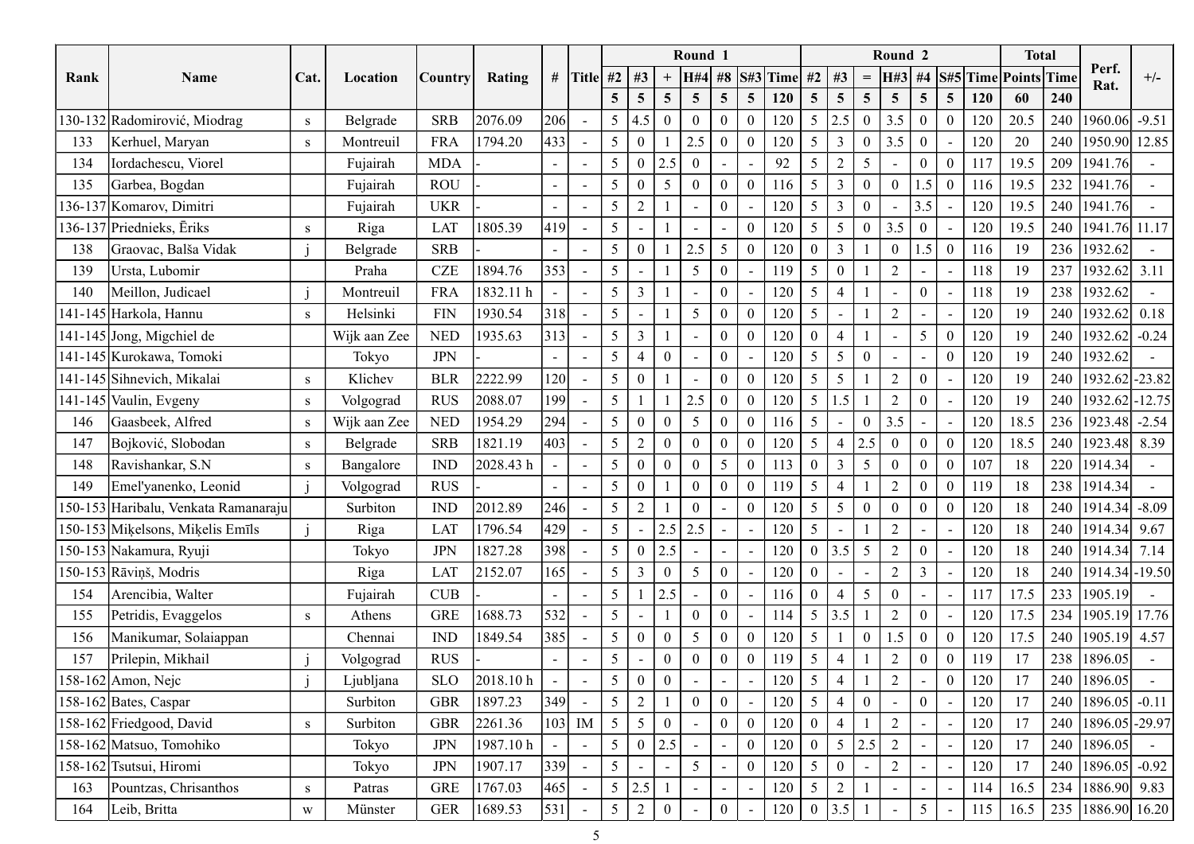| Rank | Name | Cat. | Location | Country | Rating | # | Title | Round 1 | | | | | | | Round 2 | | | | | | | Total | | Perf. Rat. | +/- |
|---|---|---|---|---|---|---|---|---|---|---|---|---|---|---|---|---|---|---|---|---|---|---|---|---|---|
| | | | | | | | | #2 | #3 | + | H#4 | #8 | S#3 | Time | #2 | #3 | = | H#3 | #4 | S#5 | Time | Points | Time | | |
| | | | | | | | | 5 | 5 | 5 | 5 | 5 | 5 | 120 | 5 | 5 | 5 | 5 | 5 | 5 | 120 | 60 | 240 | | |
| 130-132 | Radomirović, Miodrag | s | Belgrade | SRB | 2076.09 | 206 | - | 5 | 4.5 | 0 | 0 | 0 | 0 | 120 | 5 | 2.5 | 0 | 3.5 | 0 | 0 | 120 | 20.5 | 240 | 1960.06 | -9.51 |
| 133 | Kerhuel, Maryan | s | Montreuil | FRA | 1794.20 | 433 | - | 5 | 0 | 1 | 2.5 | 0 | 0 | 120 | 5 | 3 | 0 | 3.5 | 0 | - | 120 | 20 | 240 | 1950.90 | 12.85 |
| 134 | Iordachescu, Viorel | | Fujairah | MDA | - | - | - | 5 | 0 | 2.5 | 0 | - | - | 92 | 5 | 2 | 5 | - | 0 | 0 | 117 | 19.5 | 209 | 1941.76 | - |
| 135 | Garbea, Bogdan | | Fujairah | ROU | - | - | - | 5 | 0 | 5 | 0 | 0 | 0 | 116 | 5 | 3 | 0 | 0 | 1.5 | 0 | 116 | 19.5 | 232 | 1941.76 | - |
| 136-137 | Komarov, Dimitri | | Fujairah | UKR | - | - | - | 5 | 2 | 1 | - | 0 | - | 120 | 5 | 3 | 0 | - | 3.5 | - | 120 | 19.5 | 240 | 1941.76 | - |
| 136-137 | Priednieks, Ēriks | s | Riga | LAT | 1805.39 | 419 | - | 5 | - | 1 | - | - | 0 | 120 | 5 | 5 | 0 | 3.5 | 0 | - | 120 | 19.5 | 240 | 1941.76 | 11.17 |
| 138 | Graovac, Balša Vidak | j | Belgrade | SRB | - | - | - | 5 | 0 | 1 | 2.5 | 5 | 0 | 120 | 0 | 3 | 1 | 0 | 1.5 | 0 | 116 | 19 | 236 | 1932.62 | - |
| 139 | Ursta, Lubomir | | Praha | CZE | 1894.76 | 353 | - | 5 | - | 1 | 5 | 0 | - | 119 | 5 | 0 | 1 | 2 | - | - | 118 | 19 | 237 | 1932.62 | 3.11 |
| 140 | Meillon, Judicael | j | Montreuil | FRA | 1832.11 h | - | - | 5 | 3 | 1 | - | 0 | - | 120 | 5 | 4 | 1 | - | 0 | - | 118 | 19 | 238 | 1932.62 | - |
| 141-145 | Harkola, Hannu | s | Helsinki | FIN | 1930.54 | 318 | - | 5 | - | 1 | 5 | 0 | 0 | 120 | 5 | - | 1 | 2 | - | - | 120 | 19 | 240 | 1932.62 | 0.18 |
| 141-145 | Jong, Migchiel de | | Wijk aan Zee | NED | 1935.63 | 313 | - | 5 | 3 | 1 | - | 0 | 0 | 120 | 0 | 4 | 1 | - | 5 | 0 | 120 | 19 | 240 | 1932.62 | -0.24 |
| 141-145 | Kurokawa, Tomoki | | Tokyo | JPN | - | - | - | 5 | 4 | 0 | - | 0 | - | 120 | 5 | 5 | 0 | - | - | 0 | 120 | 19 | 240 | 1932.62 | - |
| 141-145 | Sihnevich, Mikalai | s | Klichev | BLR | 2222.99 | 120 | - | 5 | 0 | 1 | - | 0 | 0 | 120 | 5 | 5 | 1 | 2 | 0 | - | 120 | 19 | 240 | 1932.62 | -23.82 |
| 141-145 | Vaulin, Evgeny | s | Volgograd | RUS | 2088.07 | 199 | - | 5 | 1 | 1 | 2.5 | 0 | 0 | 120 | 5 | 1.5 | 1 | 2 | 0 | - | 120 | 19 | 240 | 1932.62 | -12.75 |
| 146 | Gaasbeek, Alfred | s | Wijk aan Zee | NED | 1954.29 | 294 | - | 5 | 0 | 0 | 5 | 0 | 0 | 116 | 5 | - | 0 | 3.5 | - | - | 120 | 18.5 | 236 | 1923.48 | -2.54 |
| 147 | Bojković, Slobodan | s | Belgrade | SRB | 1821.19 | 403 | - | 5 | 2 | 0 | 0 | 0 | 0 | 120 | 5 | 4 | 2.5 | 0 | 0 | 0 | 120 | 18.5 | 240 | 1923.48 | 8.39 |
| 148 | Ravishankar, S.N | s | Bangalore | IND | 2028.43 h | - | - | 5 | 0 | 0 | 0 | 5 | 0 | 113 | 0 | 3 | 5 | 0 | 0 | 0 | 107 | 18 | 220 | 1914.34 | - |
| 149 | Emel'yanenko, Leonid | j | Volgograd | RUS | - | - | - | 5 | 0 | 1 | 0 | 0 | 0 | 119 | 5 | 4 | 1 | 2 | 0 | 0 | 119 | 18 | 238 | 1914.34 | - |
| 150-153 | Haribalu, Venkata Ramanaraju | | Surbiton | IND | 2012.89 | 246 | - | 5 | 2 | 1 | 0 | - | 0 | 120 | 5 | 5 | 0 | 0 | 0 | 0 | 120 | 18 | 240 | 1914.34 | -8.09 |
| 150-153 | Miķelsons, Miķelis Emīls | j | Riga | LAT | 1796.54 | 429 | - | 5 | - | 2.5 | 2.5 | - | - | 120 | 5 | - | 1 | 2 | - | - | 120 | 18 | 240 | 1914.34 | 9.67 |
| 150-153 | Nakamura, Ryuji | | Tokyo | JPN | 1827.28 | 398 | - | 5 | 0 | 2.5 | - | - | - | 120 | 0 | 3.5 | 5 | 2 | 0 | - | 120 | 18 | 240 | 1914.34 | 7.14 |
| 150-153 | Rāviņš, Modris | | Riga | LAT | 2152.07 | 165 | - | 5 | 3 | 0 | 5 | 0 | - | 120 | 0 | - | - | 2 | 3 | - | 120 | 18 | 240 | 1914.34 | -19.50 |
| 154 | Arencibia, Walter | | Fujairah | CUB | - | - | - | 5 | 1 | 2.5 | - | 0 | - | 116 | 0 | 4 | 5 | 0 | - | - | 117 | 17.5 | 233 | 1905.19 | - |
| 155 | Petridis, Evaggelos | s | Athens | GRE | 1688.73 | 532 | - | 5 | - | 1 | 0 | 0 | - | 114 | 5 | 3.5 | 1 | 2 | 0 | - | 120 | 17.5 | 234 | 1905.19 | 17.76 |
| 156 | Manikumar, Solaiappan | | Chennai | IND | 1849.54 | 385 | - | 5 | 0 | 0 | 5 | 0 | 0 | 120 | 5 | 1 | 0 | 1.5 | 0 | 0 | 120 | 17.5 | 240 | 1905.19 | 4.57 |
| 157 | Prilepin, Mikhail | j | Volgograd | RUS | - | - | - | 5 | - | 0 | 0 | 0 | 0 | 119 | 5 | 4 | 1 | 2 | 0 | 0 | 119 | 17 | 238 | 1896.05 | - |
| 158-162 | Amon, Nejc | j | Ljubljana | SLO | 2018.10 h | - | - | 5 | 0 | 0 | - | - | - | 120 | 5 | 4 | 1 | 2 | - | 0 | 120 | 17 | 240 | 1896.05 | - |
| 158-162 | Bates, Caspar | | Surbiton | GBR | 1897.23 | 349 | - | 5 | 2 | 1 | 0 | 0 | - | 120 | 5 | 4 | 0 | - | 0 | - | 120 | 17 | 240 | 1896.05 | -0.11 |
| 158-162 | Friedgood, David | s | Surbiton | GBR | 2261.36 | 103 | IM | 5 | 5 | 0 | - | 0 | 0 | 120 | 0 | 4 | 1 | 2 | - | - | 120 | 17 | 240 | 1896.05 | -29.97 |
| 158-162 | Matsuo, Tomohiko | | Tokyo | JPN | 1987.10 h | - | - | 5 | 0 | 2.5 | - | - | 0 | 120 | 0 | 5 | 2.5 | 2 | - | - | 120 | 17 | 240 | 1896.05 | - |
| 158-162 | Tsutsui, Hiromi | | Tokyo | JPN | 1907.17 | 339 | - | 5 | - | - | 5 | - | 0 | 120 | 5 | 0 | - | 2 | - | - | 120 | 17 | 240 | 1896.05 | -0.92 |
| 163 | Pountzas, Chrisanthos | s | Patras | GRE | 1767.03 | 465 | - | 5 | 2.5 | 1 | - | - | - | 120 | 5 | 2 | 1 | - | - | - | 114 | 16.5 | 234 | 1886.90 | 9.83 |
| 164 | Leib, Britta | w | Münster | GER | 1689.53 | 531 | - | 5 | 2 | 0 | - | 0 | - | 120 | 0 | 3.5 | 1 | - | 5 | - | 115 | 16.5 | 235 | 1886.90 | 16.20 |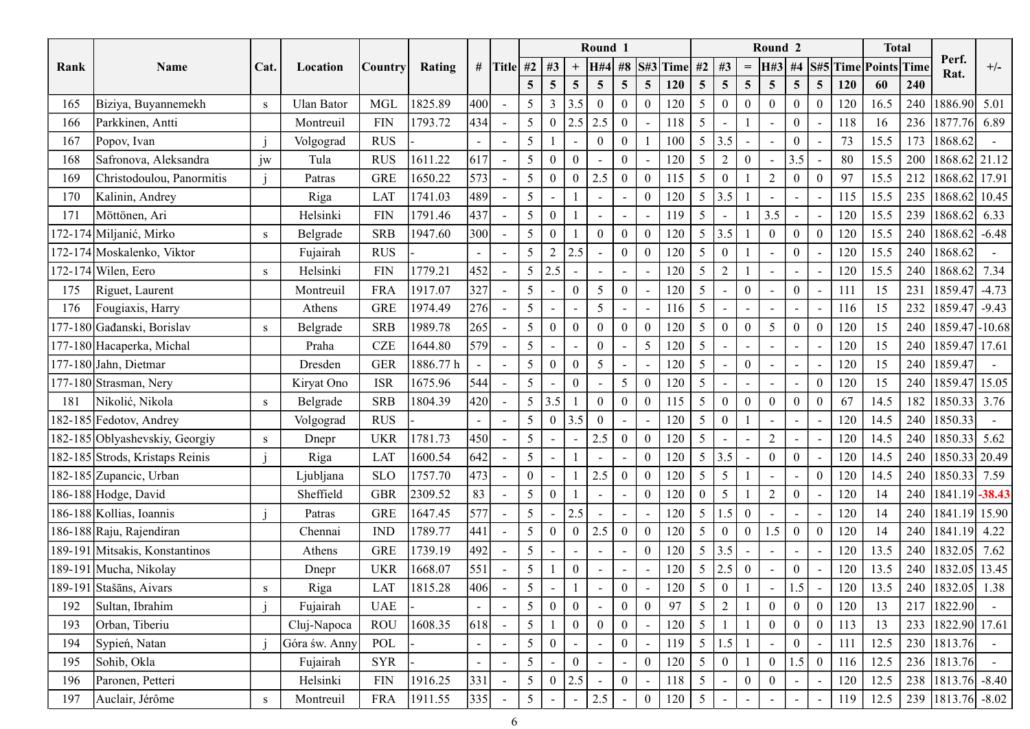| Rank | Name | Cat. | Location | Country | Rating | # | Title | Round 1 | | | | | | | Round 2 | | | | | | | Total | | Perf. Rat. | +/- |
|---|---|---|---|---|---|---|---|---|---|---|---|---|---|---|---|---|---|---|---|---|---|---|---|---|---|
| | | | | | | | | #2 | #3 | + | H#4 | #8 | S#3 | Time | #2 | #3 | = | H#3 | #4 | S#5 | Time | Points | Time | | |
| | | | | | | | | 5 | 5 | 5 | 5 | 5 | 5 | 120 | 5 | 5 | 5 | 5 | 5 | 5 | 120 | 60 | 240 | | |
| 165 | Biziya, Buyannemekh | s | Ulan Bator | MGL | 1825.89 | 400 | - | 5 | 3 | 3.5 | 0 | 0 | 0 | 120 | 5 | 0 | 0 | 0 | 0 | 0 | 120 | 16.5 | 240 | 1886.90 | 5.01 |
| 166 | Parkkinen, Antti | | Montreuil | FIN | 1793.72 | 434 | - | 5 | 0 | 2.5 | 2.5 | 0 | - | 118 | 5 | - | 1 | - | 0 | - | 118 | 16 | 236 | 1877.76 | 6.89 |
| 167 | Popov, Ivan | j | Volgograd | RUS | - | - | - | 5 | 1 | - | 0 | 0 | 1 | 100 | 5 | 3.5 | - | - | 0 | - | 73 | 15.5 | 173 | 1868.62 | - |
| 168 | Safronova, Aleksandra | jw | Tula | RUS | 1611.22 | 617 | - | 5 | 0 | 0 | - | 0 | - | 120 | 5 | 2 | 0 | - | 3.5 | - | 80 | 15.5 | 200 | 1868.62 | 21.12 |
| 169 | Christodoulou, Panormitis | j | Patras | GRE | 1650.22 | 573 | - | 5 | 0 | 0 | 2.5 | 0 | 0 | 115 | 5 | 0 | 1 | 2 | 0 | 0 | 97 | 15.5 | 212 | 1868.62 | 17.91 |
| 170 | Kalinin, Andrey | | Riga | LAT | 1741.03 | 489 | - | 5 | - | 1 | - | - | 0 | 120 | 5 | 3.5 | 1 | - | - | - | 115 | 15.5 | 235 | 1868.62 | 10.45 |
| 171 | Möttönen, Ari | | Helsinki | FIN | 1791.46 | 437 | - | 5 | 0 | 1 | - | - | - | 119 | 5 | - | 1 | 3.5 | - | - | 120 | 15.5 | 239 | 1868.62 | 6.33 |
| 172-174 | Miljanić, Mirko | s | Belgrade | SRB | 1947.60 | 300 | - | 5 | 0 | 1 | 0 | 0 | 0 | 120 | 5 | 3.5 | 1 | 0 | 0 | 0 | 120 | 15.5 | 240 | 1868.62 | -6.48 |
| 172-174 | Moskalenko, Viktor | | Fujairah | RUS | - | - | - | 5 | 2 | 2.5 | - | 0 | 0 | 120 | 5 | 0 | 1 | - | 0 | - | 120 | 15.5 | 240 | 1868.62 | - |
| 172-174 | Wilen, Eero | s | Helsinki | FIN | 1779.21 | 452 | - | 5 | 2.5 | - | - | - | - | 120 | 5 | 2 | 1 | - | - | - | 120 | 15.5 | 240 | 1868.62 | 7.34 |
| 175 | Riguet, Laurent | | Montreuil | FRA | 1917.07 | 327 | - | 5 | - | 0 | 5 | 0 | - | 120 | 5 | - | 0 | - | 0 | - | 111 | 15 | 231 | 1859.47 | -4.73 |
| 176 | Fougiaxis, Harry | | Athens | GRE | 1974.49 | 276 | - | 5 | - | - | 5 | - | - | 116 | 5 | - | - | - | - | - | 116 | 15 | 232 | 1859.47 | -9.43 |
| 177-180 | Gađanski, Borislav | s | Belgrade | SRB | 1989.78 | 265 | - | 5 | 0 | 0 | 0 | 0 | 0 | 120 | 5 | 0 | 0 | 5 | 0 | 0 | 120 | 15 | 240 | 1859.47 | -10.68 |
| 177-180 | Hacaperka, Michal | | Praha | CZE | 1644.80 | 579 | - | 5 | - | - | 0 | - | 5 | 120 | 5 | - | - | - | - | - | 120 | 15 | 240 | 1859.47 | 17.61 |
| 177-180 | Jahn, Dietmar | | Dresden | GER | 1886.77 h | - | - | 5 | 0 | 0 | 5 | - | - | 120 | 5 | - | 0 | - | - | - | 120 | 15 | 240 | 1859.47 | - |
| 177-180 | Strasman, Nery | | Kiryat Ono | ISR | 1675.96 | 544 | - | 5 | - | 0 | - | 5 | 0 | 120 | 5 | - | - | - | - | 0 | 120 | 15 | 240 | 1859.47 | 15.05 |
| 181 | Nikolić, Nikola | s | Belgrade | SRB | 1804.39 | 420 | - | 5 | 3.5 | 1 | 0 | 0 | 0 | 115 | 5 | 0 | 0 | 0 | 0 | 0 | 67 | 14.5 | 182 | 1850.33 | 3.76 |
| 182-185 | Fedotov, Andrey | | Volgograd | RUS | - | - | - | 5 | 0 | 3.5 | 0 | - | - | 120 | 5 | 0 | 1 | - | - | - | 120 | 14.5 | 240 | 1850.33 | - |
| 182-185 | Oblyashevskiy, Georgiy | s | Dnepr | UKR | 1781.73 | 450 | - | 5 | - | - | 2.5 | 0 | 0 | 120 | 5 | - | - | 2 | - | - | 120 | 14.5 | 240 | 1850.33 | 5.62 |
| 182-185 | Strods, Kristaps Reinis | j | Riga | LAT | 1600.54 | 642 | - | 5 | - | 1 | - | - | 0 | 120 | 5 | 3.5 | - | 0 | 0 | - | 120 | 14.5 | 240 | 1850.33 | 20.49 |
| 182-185 | Zupancic, Urban | | Ljubljana | SLO | 1757.70 | 473 | - | 0 | - | 1 | 2.5 | 0 | 0 | 120 | 5 | 5 | 1 | - | - | 0 | 120 | 14.5 | 240 | 1850.33 | 7.59 |
| 186-188 | Hodge, David | | Sheffield | GBR | 2309.52 | 83 | - | 5 | 0 | 1 | - | - | 0 | 120 | 0 | 5 | 1 | 2 | 0 | - | 120 | 14 | 240 | 1841.19 | -38.43 |
| 186-188 | Kollias, Ioannis | j | Patras | GRE | 1647.45 | 577 | - | 5 | - | 2.5 | - | - | - | 120 | 5 | 1.5 | 0 | - | - | - | 120 | 14 | 240 | 1841.19 | 15.90 |
| 186-188 | Raju, Rajendiran | | Chennai | IND | 1789.77 | 441 | - | 5 | 0 | 0 | 2.5 | 0 | 0 | 120 | 5 | 0 | 0 | 1.5 | 0 | 0 | 120 | 14 | 240 | 1841.19 | 4.22 |
| 189-191 | Mitsakis, Konstantinos | | Athens | GRE | 1739.19 | 492 | - | 5 | - | - | - | - | 0 | 120 | 5 | 3.5 | - | - | - | - | 120 | 13.5 | 240 | 1832.05 | 7.62 |
| 189-191 | Mucha, Nikolay | | Dnepr | UKR | 1668.07 | 551 | - | 5 | 1 | 0 | - | - | - | 120 | 5 | 2.5 | 0 | - | 0 | - | 120 | 13.5 | 240 | 1832.05 | 13.45 |
| 189-191 | Stašāns, Aivars | s | Riga | LAT | 1815.28 | 406 | - | 5 | - | 1 | - | 0 | - | 120 | 5 | 0 | 1 | - | 1.5 | - | 120 | 13.5 | 240 | 1832.05 | 1.38 |
| 192 | Sultan, Ibrahim | j | Fujairah | UAE | - | - | - | 5 | 0 | 0 | - | 0 | 0 | 97 | 5 | 2 | 1 | 0 | 0 | 0 | 120 | 13 | 217 | 1822.90 | - |
| 193 | Orban, Tiberiu | | Cluj-Napoca | ROU | 1608.35 | 618 | - | 5 | 1 | 0 | 0 | 0 | - | 120 | 5 | 1 | 1 | 0 | 0 | 0 | 113 | 13 | 233 | 1822.90 | 17.61 |
| 194 | Sypień, Natan | j | Góra św. Anny | POL | - | - | - | 5 | 0 | - | - | 0 | - | 119 | 5 | 1.5 | 1 | - | 0 | - | 111 | 12.5 | 230 | 1813.76 | - |
| 195 | Sohib, Okla | | Fujairah | SYR | - | - | - | 5 | - | 0 | - | - | 0 | 120 | 5 | 0 | 1 | 0 | 1.5 | 0 | 116 | 12.5 | 236 | 1813.76 | - |
| 196 | Paronen, Petteri | | Helsinki | FIN | 1916.25 | 331 | - | 5 | 0 | 2.5 | - | 0 | - | 118 | 5 | - | 0 | 0 | - | - | 120 | 12.5 | 238 | 1813.76 | -8.40 |
| 197 | Auclair, Jérôme | s | Montreuil | FRA | 1911.55 | 335 | - | 5 | - | - | 2.5 | - | 0 | 120 | 5 | - | - | - | - | - | 119 | 12.5 | 239 | 1813.76 | -8.02 |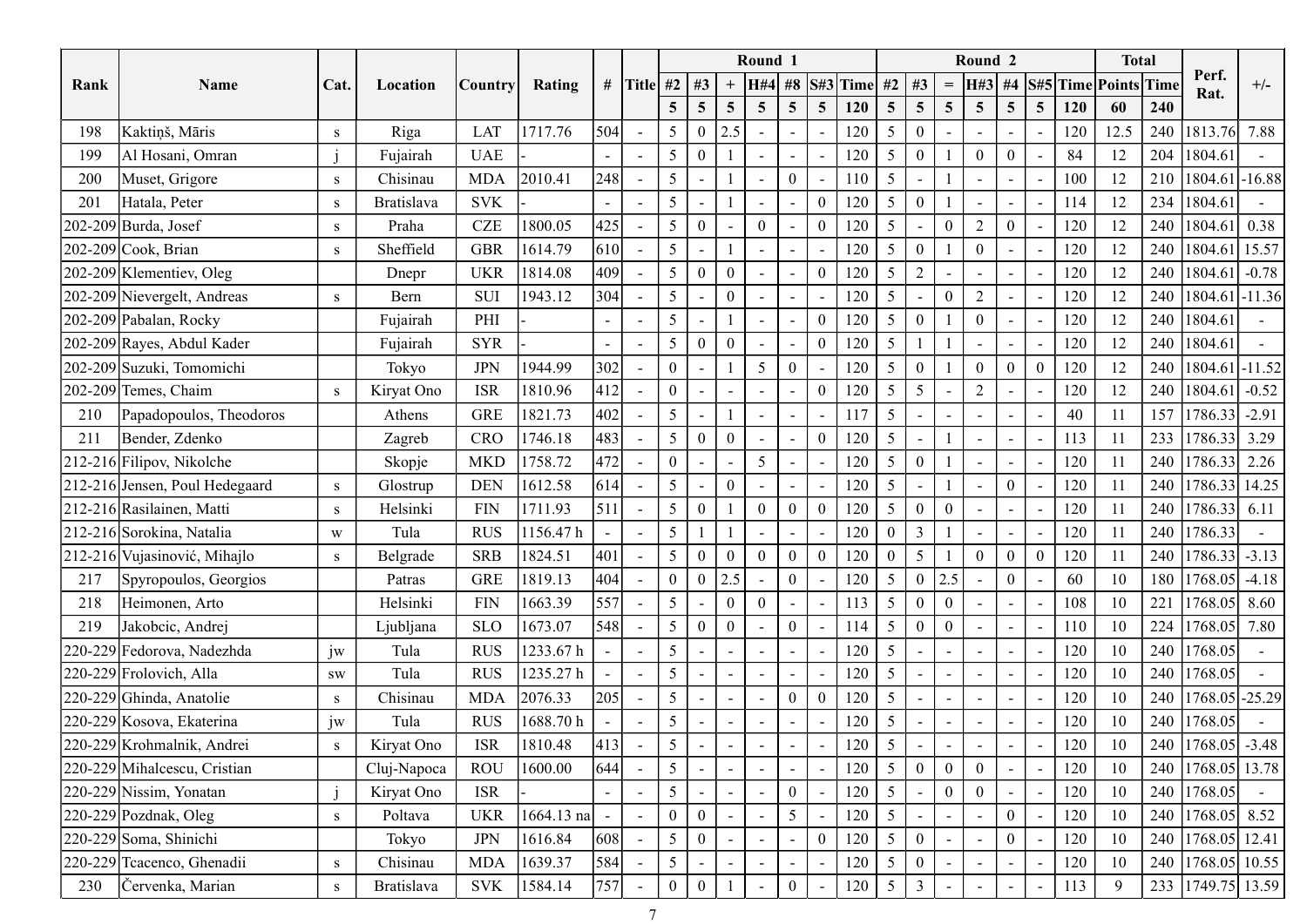| Rank | Name | Cat. | Location | Country | Rating | # | Title | Round 1 | | | | | | | Round 2 | | | | | | | Total | | Perf. Rat. | +/- |
|---|---|---|---|---|---|---|---|---|---|---|---|---|---|---|---|---|---|---|---|---|---|---|---|---|---|
| | | | | | | | | #2 | #3 | + | H#4 | #8 | S#3 | Time | #2 | #3 | = | H#3 | #4 | S#5 | Time | Points | Time | | |
| | | | | | | | | 5 | 5 | 5 | 5 | 5 | 5 | 120 | 5 | 5 | 5 | 5 | 5 | 5 | 120 | 60 | 240 | | |
| 198 | Kaktiņš, Māris | s | Riga | LAT | 1717.76 | 504 | - | 5 | 0 | 2.5 | - | - | - | 120 | 5 | 0 | - | - | - | - | 120 | 12.5 | 240 | 1813.76 | 7.88 |
| 199 | Al Hosani, Omran | j | Fujairah | UAE | - | - | - | 5 | 0 | 1 | - | - | - | 120 | 5 | 0 | 1 | 0 | 0 | - | 84 | 12 | 204 | 1804.61 | - |
| 200 | Muset, Grigore | s | Chisinau | MDA | 2010.41 | 248 | - | 5 | - | 1 | - | 0 | - | 110 | 5 | - | 1 | - | - | - | 100 | 12 | 210 | 1804.61 | -16.88 |
| 201 | Hatala, Peter | s | Bratislava | SVK | - | - | - | 5 | - | 1 | - | - | 0 | 120 | 5 | 0 | 1 | - | - | - | 114 | 12 | 234 | 1804.61 | - |
| 202-209 | Burda, Josef | s | Praha | CZE | 1800.05 | 425 | - | 5 | 0 | - | 0 | - | 0 | 120 | 5 | - | 0 | 2 | 0 | - | 120 | 12 | 240 | 1804.61 | 0.38 |
| 202-209 | Cook, Brian | s | Sheffield | GBR | 1614.79 | 610 | - | 5 | - | 1 | - | - | - | 120 | 5 | 0 | 1 | 0 | - | - | 120 | 12 | 240 | 1804.61 | 15.57 |
| 202-209 | Klementiev, Oleg | | Dnepr | UKR | 1814.08 | 409 | - | 5 | 0 | 0 | - | - | 0 | 120 | 5 | 2 | - | - | - | - | 120 | 12 | 240 | 1804.61 | -0.78 |
| 202-209 | Nievergelt, Andreas | s | Bern | SUI | 1943.12 | 304 | - | 5 | - | 0 | - | - | - | 120 | 5 | - | 0 | 2 | - | - | 120 | 12 | 240 | 1804.61 | -11.36 |
| 202-209 | Pabalan, Rocky | | Fujairah | PHI | - | - | - | 5 | - | 1 | - | - | 0 | 120 | 5 | 0 | 1 | 0 | - | - | 120 | 12 | 240 | 1804.61 | - |
| 202-209 | Rayes, Abdul Kader | | Fujairah | SYR | - | - | - | 5 | 0 | 0 | - | - | 0 | 120 | 5 | 1 | 1 | - | - | - | 120 | 12 | 240 | 1804.61 | - |
| 202-209 | Suzuki, Tomomichi | | Tokyo | JPN | 1944.99 | 302 | - | 0 | - | 1 | 5 | 0 | - | 120 | 5 | 0 | 1 | 0 | 0 | 0 | 120 | 12 | 240 | 1804.61 | -11.52 |
| 202-209 | Temes, Chaim | s | Kiryat Ono | ISR | 1810.96 | 412 | - | 0 | - | - | - | - | 0 | 120 | 5 | 5 | - | 2 | - | - | 120 | 12 | 240 | 1804.61 | -0.52 |
| 210 | Papadopoulos, Theodoros | | Athens | GRE | 1821.73 | 402 | - | 5 | - | 1 | - | - | - | 117 | 5 | - | - | - | - | - | 40 | 11 | 157 | 1786.33 | -2.91 |
| 211 | Bender, Zdenko | | Zagreb | CRO | 1746.18 | 483 | - | 5 | 0 | 0 | - | - | 0 | 120 | 5 | - | 1 | - | - | - | 113 | 11 | 233 | 1786.33 | 3.29 |
| 212-216 | Filipov, Nikolche | | Skopje | MKD | 1758.72 | 472 | - | 0 | - | - | 5 | - | - | 120 | 5 | 0 | 1 | - | - | - | 120 | 11 | 240 | 1786.33 | 2.26 |
| 212-216 | Jensen, Poul Hedegaard | s | Glostrup | DEN | 1612.58 | 614 | - | 5 | - | 0 | - | - | - | 120 | 5 | - | 1 | - | 0 | - | 120 | 11 | 240 | 1786.33 | 14.25 |
| 212-216 | Rasilainen, Matti | s | Helsinki | FIN | 1711.93 | 511 | - | 5 | 0 | 1 | 0 | 0 | 0 | 120 | 5 | 0 | 0 | - | - | - | 120 | 11 | 240 | 1786.33 | 6.11 |
| 212-216 | Sorokina, Natalia | w | Tula | RUS | 1156.47 h | - | - | 5 | 1 | 1 | - | - | - | 120 | 0 | 3 | 1 | - | - | - | 120 | 11 | 240 | 1786.33 | - |
| 212-216 | Vujasinović, Mihajlo | s | Belgrade | SRB | 1824.51 | 401 | - | 5 | 0 | 0 | 0 | 0 | 0 | 120 | 0 | 5 | 1 | 0 | 0 | 0 | 120 | 11 | 240 | 1786.33 | -3.13 |
| 217 | Spyropoulos, Georgios | | Patras | GRE | 1819.13 | 404 | - | 0 | 0 | 2.5 | - | 0 | - | 120 | 5 | 0 | 2.5 | - | 0 | - | 60 | 10 | 180 | 1768.05 | -4.18 |
| 218 | Heimonen, Arto | | Helsinki | FIN | 1663.39 | 557 | - | 5 | - | 0 | 0 | - | - | 113 | 5 | 0 | 0 | - | - | - | 108 | 10 | 221 | 1768.05 | 8.60 |
| 219 | Jakobcic, Andrej | | Ljubljana | SLO | 1673.07 | 548 | - | 5 | 0 | 0 | - | 0 | - | 114 | 5 | 0 | 0 | - | - | - | 110 | 10 | 224 | 1768.05 | 7.80 |
| 220-229 | Fedorova, Nadezhda | jw | Tula | RUS | 1233.67 h | - | - | 5 | - | - | - | - | - | 120 | 5 | - | - | - | - | - | 120 | 10 | 240 | 1768.05 | - |
| 220-229 | Frolovich, Alla | sw | Tula | RUS | 1235.27 h | - | - | 5 | - | - | - | - | - | 120 | 5 | - | - | - | - | - | 120 | 10 | 240 | 1768.05 | - |
| 220-229 | Ghinda, Anatolie | s | Chisinau | MDA | 2076.33 | 205 | - | 5 | - | - | - | 0 | 0 | 120 | 5 | - | - | - | - | - | 120 | 10 | 240 | 1768.05 | -25.29 |
| 220-229 | Kosova, Ekaterina | jw | Tula | RUS | 1688.70 h | - | - | 5 | - | - | - | - | - | 120 | 5 | - | - | - | - | - | 120 | 10 | 240 | 1768.05 | - |
| 220-229 | Krohmalnik, Andrei | s | Kiryat Ono | ISR | 1810.48 | 413 | - | 5 | - | - | - | - | - | 120 | 5 | - | - | - | - | - | 120 | 10 | 240 | 1768.05 | -3.48 |
| 220-229 | Mihalcescu, Cristian | | Cluj-Napoca | ROU | 1600.00 | 644 | - | 5 | - | - | - | - | - | 120 | 5 | 0 | 0 | 0 | - | - | 120 | 10 | 240 | 1768.05 | 13.78 |
| 220-229 | Nissim, Yonatan | j | Kiryat Ono | ISR | - | - | - | 5 | - | - | - | 0 | - | 120 | 5 | - | 0 | 0 | - | - | 120 | 10 | 240 | 1768.05 | - |
| 220-229 | Pozdnak, Oleg | s | Poltava | UKR | 1664.13 na | - | - | 0 | 0 | - | - | 5 | - | 120 | 5 | - | - | - | 0 | - | 120 | 10 | 240 | 1768.05 | 8.52 |
| 220-229 | Soma, Shinichi | | Tokyo | JPN | 1616.84 | 608 | - | 5 | 0 | - | - | - | 0 | 120 | 5 | 0 | - | - | 0 | - | 120 | 10 | 240 | 1768.05 | 12.41 |
| 220-229 | Tcacenco, Ghenadii | s | Chisinau | MDA | 1639.37 | 584 | - | 5 | - | - | - | - | - | 120 | 5 | 0 | - | - | - | - | 120 | 10 | 240 | 1768.05 | 10.55 |
| 230 | Červenka, Marian | s | Bratislava | SVK | 1584.14 | 757 | - | 0 | 0 | 1 | - | 0 | - | 120 | 5 | 3 | - | - | - | - | 113 | 9 | 233 | 1749.75 | 13.59 |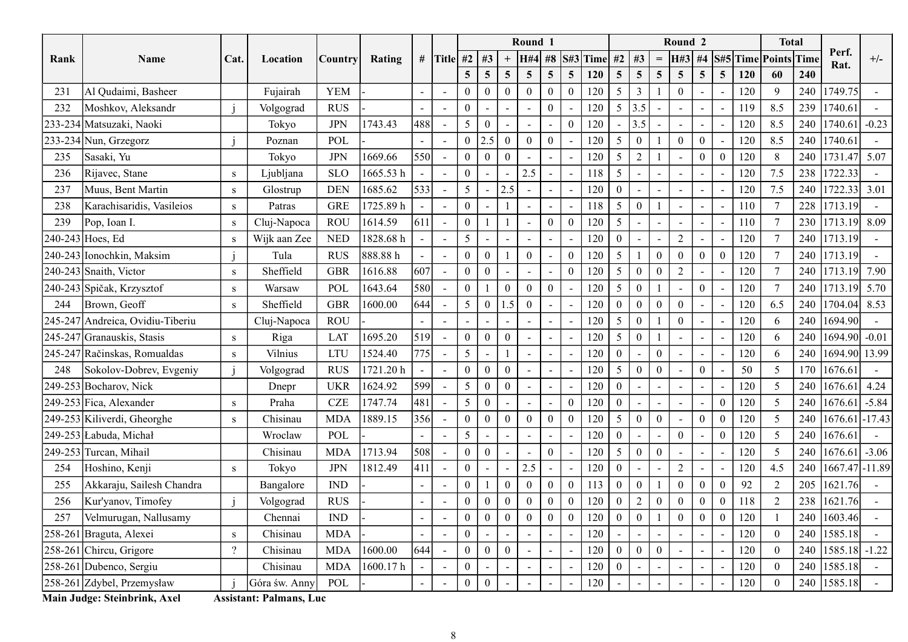| Rank | Name | Cat. | Location | Country | Rating | # | Title | Round 1 | | | | | | | | Round 2 | | | | | | | | Total | | Perf. Rat. | +/- |
|---|---|---|---|---|---|---|---|---|---|---|---|---|---|---|---|---|---|---|---|---|---|---|---|---|---|---|---|
| | | | | | | | | #2 | #3 | + | H#4 | #8 | S#3 | Time | | #2 | #3 | = | H#3 | #4 | S#5 | Time | | Points | Time | | |
| | | | | | | | | 5 | 5 | 5 | 5 | 5 | 5 | 120 | | 5 | 5 | 5 | 5 | 5 | 5 | 120 | | 60 | 240 | | |
| 231 | Al Qudaimi, Basheer | | Fujairah | YEM | - | - | - | 0 | 0 | 0 | 0 | 0 | 0 | 120 | | 5 | 3 | 1 | 0 | - | - | 120 | | 9 | 240 | 1749.75 | - |
| 232 | Moshkov, Aleksandr | j | Volgograd | RUS | - | - | - | 0 | - | - | - | 0 | - | 120 | | 5 | 3.5 | - | - | - | - | 119 | | 8.5 | 239 | 1740.61 | - |
| 233-234 | Matsuzaki, Naoki | | Tokyo | JPN | 1743.43 | 488 | - | 5 | 0 | - | - | - | 0 | 120 | | - | 3.5 | - | - | - | - | 120 | | 8.5 | 240 | 1740.61 | -0.23 |
| 233-234 | Nun, Grzegorz | j | Poznan | POL | - | - | - | 0 | 2.5 | 0 | 0 | 0 | - | 120 | | 5 | 0 | 1 | 0 | 0 | - | 120 | | 8.5 | 240 | 1740.61 | - |
| 235 | Sasaki, Yu | | Tokyo | JPN | 1669.66 | 550 | - | 0 | 0 | 0 | - | - | - | 120 | | 5 | 2 | 1 | - | 0 | 0 | 120 | | 8 | 240 | 1731.47 | 5.07 |
| 236 | Rijavec, Stane | s | Ljubljana | SLO | 1665.53 h | - | - | 0 | - | - | 2.5 | - | - | 118 | | 5 | - | - | - | - | - | 120 | | 7.5 | 238 | 1722.33 | - |
| 237 | Muus, Bent Martin | s | Glostrup | DEN | 1685.62 | 533 | - | 5 | - | 2.5 | - | - | - | 120 | | 0 | - | - | - | - | - | 120 | | 7.5 | 240 | 1722.33 | 3.01 |
| 238 | Karachisaridis, Vasileios | s | Patras | GRE | 1725.89 h | - | - | 0 | - | 1 | - | - | - | 118 | | 5 | 0 | 1 | - | - | - | 110 | | 7 | 228 | 1713.19 | - |
| 239 | Pop, Ioan I. | s | Cluj-Napoca | ROU | 1614.59 | 611 | - | 0 | 1 | 1 | - | 0 | 0 | 120 | | 5 | - | - | - | - | - | 110 | | 7 | 230 | 1713.19 | 8.09 |
| 240-243 | Hoes, Ed | s | Wijk aan Zee | NED | 1828.68 h | - | - | 5 | - | - | - | - | - | 120 | | 0 | - | - | 2 | - | - | 120 | | 7 | 240 | 1713.19 | - |
| 240-243 | Ionochkin, Maksim | j | Tula | RUS | 888.88 h | - | - | 0 | 0 | 1 | 0 | - | 0 | 120 | | 5 | 1 | 0 | 0 | 0 | 0 | 120 | | 7 | 240 | 1713.19 | - |
| 240-243 | Snaith, Victor | s | Sheffield | GBR | 1616.88 | 607 | - | 0 | 0 | - | - | - | 0 | 120 | | 5 | 0 | 0 | 2 | - | - | 120 | | 7 | 240 | 1713.19 | 7.90 |
| 240-243 | Spičak, Krzysztof | s | Warsaw | POL | 1643.64 | 580 | - | 0 | 1 | 0 | 0 | 0 | - | 120 | | 5 | 0 | 1 | - | 0 | - | 120 | | 7 | 240 | 1713.19 | 5.70 |
| 244 | Brown, Geoff | s | Sheffield | GBR | 1600.00 | 644 | - | 5 | 0 | 1.5 | 0 | - | - | 120 | | 0 | 0 | 0 | 0 | - | - | 120 | | 6.5 | 240 | 1704.04 | 8.53 |
| 245-247 | Andreica, Ovidiu-Tiberiu | | Cluj-Napoca | ROU | - | - | - | - | - | - | - | - | - | 120 | | 5 | 0 | 1 | 0 | - | - | 120 | | 6 | 240 | 1694.90 | - |
| 245-247 | Granauskis, Stasis | s | Riga | LAT | 1695.20 | 519 | - | 0 | 0 | 0 | - | - | - | 120 | | 5 | 0 | 1 | - | - | - | 120 | | 6 | 240 | 1694.90 | -0.01 |
| 245-247 | Račinskas, Romualdas | s | Vilnius | LTU | 1524.40 | 775 | - | 5 | - | 1 | - | - | - | 120 | | 0 | - | 0 | - | - | - | 120 | | 6 | 240 | 1694.90 | 13.99 |
| 248 | Sokolov-Dobrev, Evgeniy | j | Volgograd | RUS | 1721.20 h | - | - | 0 | 0 | 0 | - | - | - | 120 | | 5 | 0 | 0 | - | 0 | - | 50 | | 5 | 170 | 1676.61 | - |
| 249-253 | Bocharov, Nick | | Dnepr | UKR | 1624.92 | 599 | - | 5 | 0 | 0 | - | - | - | 120 | | 0 | - | - | - | - | - | 120 | | 5 | 240 | 1676.61 | 4.24 |
| 249-253 | Fica, Alexander | s | Praha | CZE | 1747.74 | 481 | - | 5 | 0 | - | - | - | 0 | 120 | | 0 | - | - | - | - | 0 | 120 | | 5 | 240 | 1676.61 | -5.84 |
| 249-253 | Kiliverdi, Gheorghe | s | Chisinau | MDA | 1889.15 | 356 | - | 0 | 0 | 0 | 0 | 0 | 0 | 120 | | 5 | 0 | 0 | - | 0 | 0 | 120 | | 5 | 240 | 1676.61 | -17.43 |
| 249-253 | Łabuda, Michał | | Wroclaw | POL | - | - | - | 5 | - | - | - | - | - | 120 | | 0 | - | - | 0 | - | 0 | 120 | | 5 | 240 | 1676.61 | - |
| 249-253 | Turcan, Mihail | | Chisinau | MDA | 1713.94 | 508 | - | 0 | 0 | - | - | 0 | - | 120 | | 5 | 0 | 0 | - | - | - | 120 | | 5 | 240 | 1676.61 | -3.06 |
| 254 | Hoshino, Kenji | s | Tokyo | JPN | 1812.49 | 411 | - | 0 | - | - | 2.5 | - | - | 120 | | 0 | - | - | 2 | - | - | 120 | | 4.5 | 240 | 1667.47 | -11.89 |
| 255 | Akkaraju, Sailesh Chandra | | Bangalore | IND | - | - | - | 0 | 1 | 0 | 0 | 0 | 0 | 113 | | 0 | 0 | 1 | 0 | 0 | 0 | 92 | | 2 | 205 | 1621.76 | - |
| 256 | Kur'yanov, Timofey | j | Volgograd | RUS | - | - | - | 0 | 0 | 0 | 0 | 0 | 0 | 120 | | 0 | 2 | 0 | 0 | 0 | 0 | 118 | | 2 | 238 | 1621.76 | - |
| 257 | Velmurugan, Nallusamy | | Chennai | IND | - | - | - | 0 | 0 | 0 | 0 | 0 | 0 | 120 | | 0 | 0 | 1 | 0 | 0 | 0 | 120 | | 1 | 240 | 1603.46 | - |
| 258-261 | Braguta, Alexei | s | Chisinau | MDA | - | - | - | 0 | - | - | - | - | - | 120 | | - | - | - | - | - | - | 120 | | 0 | 240 | 1585.18 | - |
| 258-261 | Chircu, Grigore | ? | Chisinau | MDA | 1600.00 | 644 | - | 0 | 0 | 0 | - | - | - | 120 | | 0 | 0 | 0 | - | - | - | 120 | | 0 | 240 | 1585.18 | -1.22 |
| 258-261 | Dubenco, Sergiu | | Chisinau | MDA | 1600.17 h | - | - | 0 | - | - | - | - | - | 120 | | 0 | - | - | - | - | - | 120 | | 0 | 240 | 1585.18 | - |
| 258-261 | Zdybel, Przemysław | j | Góra św. Anny | POL | - | - | - | 0 | 0 | - | - | - | - | 120 | | - | - | - | - | - | - | 120 | | 0 | 240 | 1585.18 | - |

**Main Judge: Steinbrink, Axel** **Assistant: Palmans, Luc**